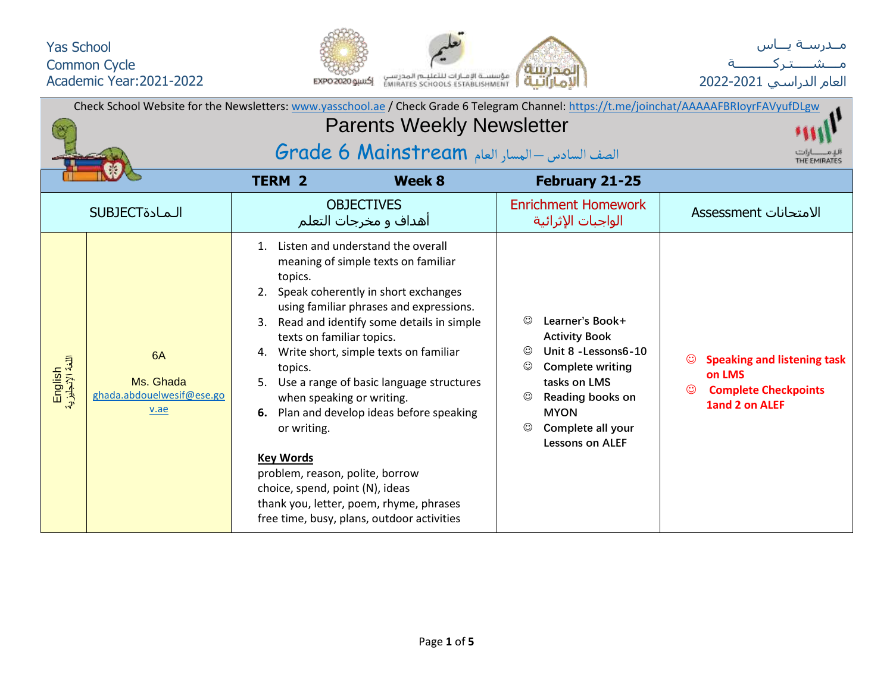Yas School
Common Cycle
Academic Year:2021-2022

مـدرسـة يــاس
مــشـــــتـركــــــــة
العام الدراسي 2022-2021

Check School Website for the Newsletters: www.yasschool.ae / Check Grade 6 Telegram Channel: https://t.me/joinchat/AAAAAFBRloyrFAVyufDLgw

# Parents Weekly Newsletter

## Grade 6 Mainstream الصف السادس – المسار العام

| TERM 2 | | Week 8 | February 21-25 | |
|---|---|---|---|---|
| SUBJECTالـمـادة | | OBJECTIVES<br>أهداف و مخرجات التعلم | Enrichment Homework<br>الواجبات الإثرائية | Assessment الامتحانات |
| English<br>اللغة الإنجليزية | 6A<br><br>Ms. Ghada<br>ghada.abdouelwesif@ese.gov.ae | 1. Listen and understand the overall meaning of simple texts on familiar topics.<br>2. Speak coherently in short exchanges using familiar phrases and expressions.<br>3. Read and identify some details in simple texts on familiar topics.<br>4. Write short, simple texts on familiar topics.<br>5. Use a range of basic language structures when speaking or writing.<br>**6.** Plan and develop ideas before speaking or writing.<br><br>**Key Words**<br>problem, reason, polite, borrow<br>choice, spend, point (N), ideas<br>thank you, letter, poem, rhyme, phrases<br>free time, busy, plans, outdoor activities | ☺ Learner's Book+ Activity Book<br>☺ Unit 8 -Lessons6-10<br>☺ Complete writing tasks on LMS<br>☺ Reading books on MYON<br>☺ Complete all your Lessons on ALEF | ☺ **Speaking and listening task on LMS**<br>☺ **Complete Checkpoints 1and 2 on ALEF** |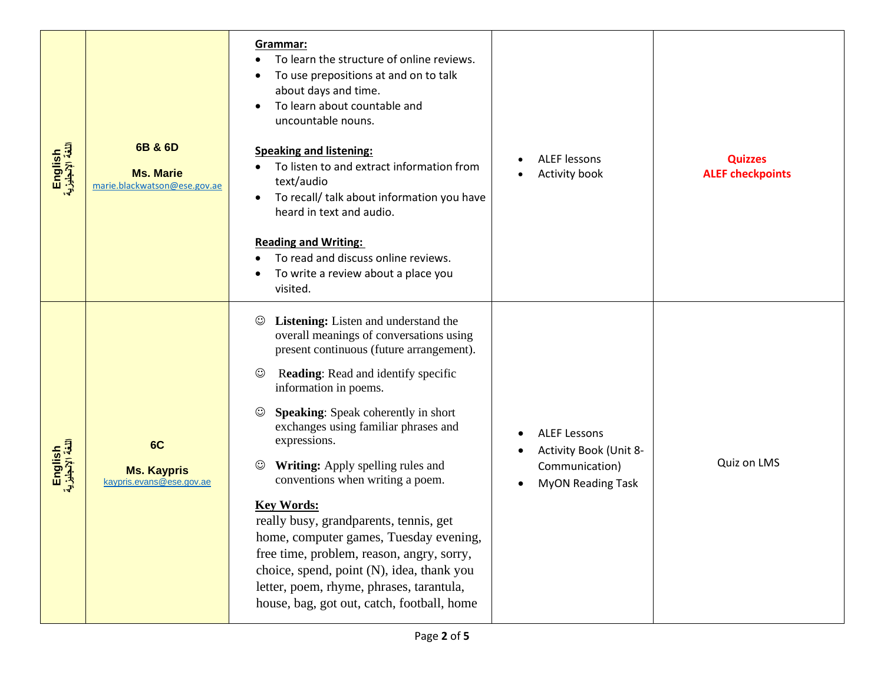| English اللغة الإنجليزية | 6B & 6D<br><br>**Ms. Marie**<br>marie.blackwatson@ese.gov.ae | **Grammar:**<br>• To learn the structure of online reviews.<br>• To use prepositions at and on to talk about days and time.<br>• To learn about countable and uncountable nouns.<br><br>**Speaking and listening:**<br>• To listen to and extract information from text/audio<br>• To recall/ talk about information you have heard in text and audio.<br><br>**Reading and Writing:**<br>• To read and discuss online reviews.<br>• To write a review about a place you visited. | • ALEF lessons<br>• Activity book | **Quizzes**<br>**ALEF checkpoints** |
|---|---|---|---|---|
| English اللغة الإنجليزية | 6C<br><br>**Ms. Kaypris**<br>kaypris.evans@ese.gov.ae | ☺ **Listening:** Listen and understand the overall meanings of conversations using present continuous (future arrangement).<br><br>☺ R**eading**: Read and identify specific information in poems.<br><br>☺ **Speaking**: Speak coherently in short exchanges using familiar phrases and expressions.<br><br>☺ **Writing:** Apply spelling rules and conventions when writing a poem.<br><br>**Key Words:**<br>really busy, grandparents, tennis, get home, computer games, Tuesday evening, free time, problem, reason, angry, sorry, choice, spend, point (N), idea, thank you letter, poem, rhyme, phrases, tarantula, house, bag, got out, catch, football, home | • ALEF Lessons<br>• Activity Book (Unit 8- Communication)<br>• MyON Reading Task | Quiz on LMS |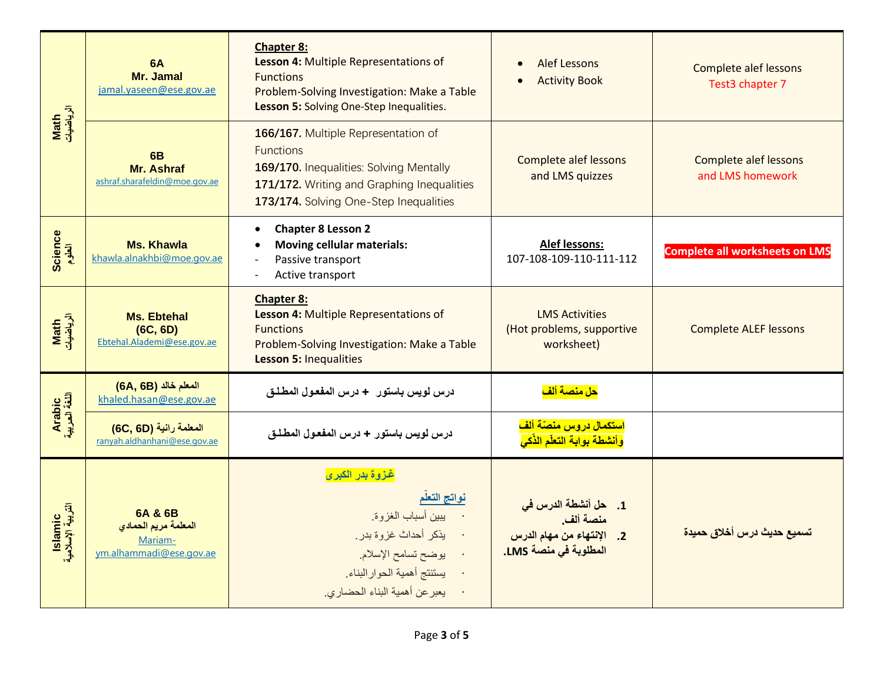| | | | | |
|---|---|---|---|---|
| **Math** **الرياضيات** | **6A** **Mr. Jamal** jamal.yaseen@ese.gov.ae | **Chapter 8:** **Lesson 4:** Multiple Representations of Functions Problem-Solving Investigation: Make a Table **Lesson 5:** Solving One-Step Inequalities. | • Alef Lessons • Activity Book | Complete alef lessons Test3 chapter 7 |
| | **6B** **Mr. Ashraf** ashraf.sharafeldin@moe.gov.ae | **166/167.** Multiple Representation of Functions **169/170.** Inequalities: Solving Mentally **171/172.** Writing and Graphing Inequalities **173/174.** Solving One-Step Inequalities | Complete alef lessons and LMS quizzes | Complete alef lessons and LMS homework |
| **Science** **العلوم** | **Ms. Khawla** khawla.alnakhbi@moe.gov.ae | • **Chapter 8 Lesson 2** • **Moving cellular materials:** - Passive transport - Active transport | **Alef lessons:** 107-108-109-110-111-112 | **Complete all worksheets on LMS** |
| **Math** **الرياضيات** | **Ms. Ebtehal** **(6C, 6D)** Ebtehal.Alademi@ese.gov.ae | **Chapter 8:** **Lesson 4:** Multiple Representations of Functions Problem-Solving Investigation: Make a Table **Lesson 5:** Inequalities | LMS Activities (Hot problems, supportive worksheet) | Complete ALEF lessons |
| **Arabic** **اللغة العربية** | **المعلم خالد (6A, 6B)** khaled.hasan@ese.gov.ae | **درس لويس باستور + درس المفعول المطلق** | **حل منصة ألف** | |
| | **المعلمة رانية (6C, 6D)** ranyah.aldhanhani@ese.gov.ae | **درس لويس باستور + درس المفعول المطلق** | **استكمال دروس منصّة ألف وأنشطة بوابة التعلّم الذكي** | |
| **Islamic** **التربية الإسلامية** | **6A & 6B** **المعلمة مريم الحمادي** Mariam-ym.alhammadi@ese.gov.ae | **غزوة بدر الكبرى** **نواتج التعلّم** · يبين أسباب الغزوة. · يذكر أحداث غزوة بدر. · يوضح تسامح الإسلام. · يستنتج أهمية الحوار البناء. · يعبر عن أهمية البناء الحضاري. | **1. حل أنشطة الدرس في منصة ألف.** **2. الإنتهاء من مهام الدرس المطلوبة في منصة LMS.** | **تسميع حديث درس أخلاق حميدة** |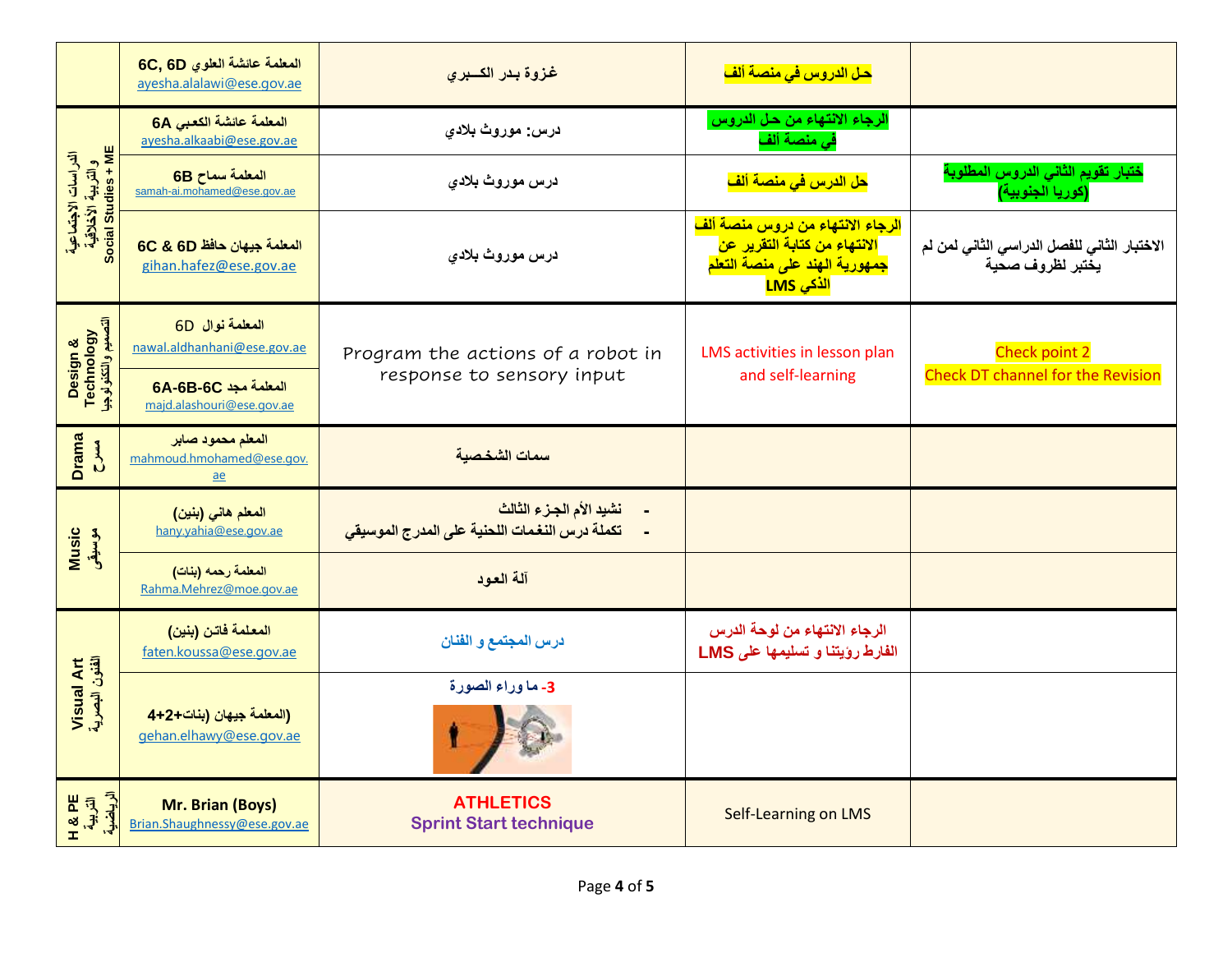| | | | | |
|---|---|---|---|---|
| | المعلمة عائشة العلوي 6C, 6D ayesha.alalawi@ese.gov.ae | غزوة بـدر الكــبري | حل الدروس في منصة ألف | |
| الدراسات الاجتماعية والتربية الأخلاقية Social Studies + ME | المعلمة عائشة الكعبي 6A ayesha.alkaabi@ese.gov.ae | درس: موروث بلادي | الرجاء الانتهاء من حل الدروس في منصة ألف | |
| | المعلمة سماح 6B samah-ai.mohamed@ese.gov.ae | درس موروث بلادي | حل الدرس في منصة ألف | ختبار تقويم الثاني الدروس المطلوبة (كوريا الجنوبية) |
| | المعلمة جيهان حافظ 6C & 6D gihan.hafez@ese.gov.ae | درس موروث بلادي | الرجاء الانتهاء من دروس منصة ألف الانتهاء من كتابة التقرير عن جمهورية الهند على منصة التعلم الذكي LMS | الاختبار الثاني للفصل الدراسي الثاني لمن لم يختبر لظروف صحية |
| Design & Technology التصميم والتكنولوجيا | المعلمة نوال 6D nawal.aldhanhani@ese.gov.ae | Program the actions of a robot in response to sensory input | LMS activities in lesson plan and self-learning | Check point 2 Check DT channel for the Revision |
| | المعلمة مجد 6A-6B-6C majd.alashouri@ese.gov.ae | | | |
| Drama مسرح | المعلم محمود صابر mahmoud.hmohamed@ese.gov.ae | سمات الشخصية | | |
| Music موسيقى | المعلم هاني (بنين) hany.yahia@ese.gov.ae | - نشيد الأم الجزء الثالث - تكملة درس النغمات اللحنية على المدرج الموسيقي | | |
| | المعلمة رحمه (بنات) Rahma.Mehrez@moe.gov.ae | آلة العود | | |
| Visual Art الفنون البصرية | المعلمة فاتن (بنين) faten.koussa@ese.gov.ae | درس المجتمع و الفنان | الرجاء الانتهاء من لوحة الدرس الفارط رؤيتنا و تسليمها على LMS | |
| | (المعلمة جيهان (بنات+2+4 gehan.elhawy@ese.gov.ae | 3- ما وراء الصورة | | |
| H & PE التربية الرياضية | Mr. Brian (Boys) Brian.Shaughnessy@ese.gov.ae | ATHLETICS Sprint Start technique | Self-Learning on LMS | |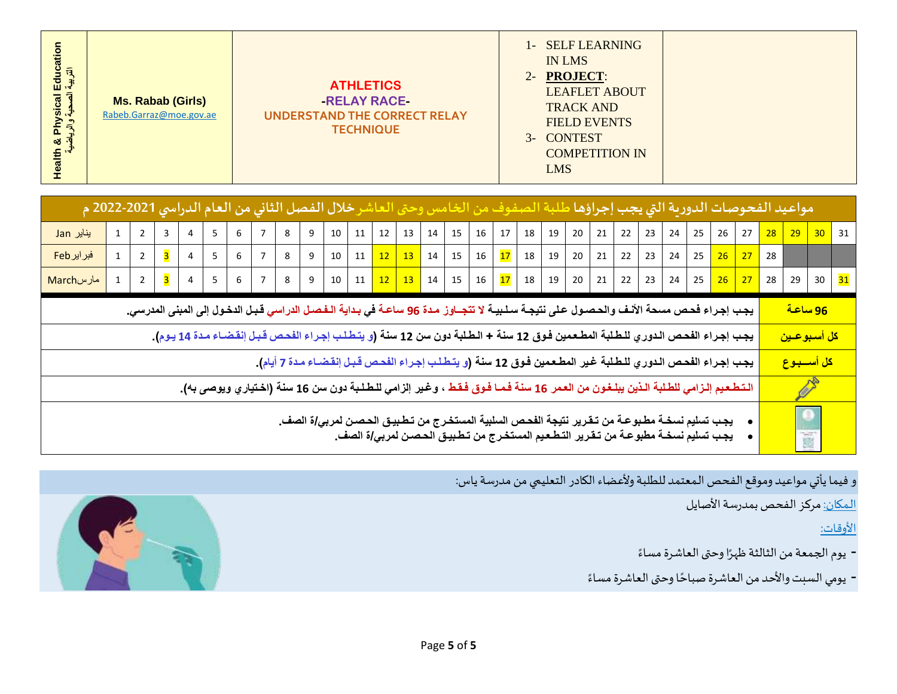| Health & Physical Education التربية الصحية والرياضية | Ms. Rabab (Girls) Rabeb.Garraz@moe.gov.ae | ATHLETICS -RELAY RACE- UNDERSTAND THE CORRECT RELAY TECHNIQUE | 1- SELF LEARNING IN LMS<br>2- **PROJECT**: LEAFLET ABOUT TRACK AND FIELD EVENTS<br>3- CONTEST COMPETITION IN LMS | |
|---|---|---|---|---|

## مواعيد الفحوصات الدورية التي يجب إجراؤها طلبة الصفوف من الخامس وحتى العاشر خلال الفصل الثاني من العام الدراسي 2021-2022 م

| | | | | | | | | | | | | | | | | | | | | | | | | | | | | | | | |
|---|---|---|---|---|---|---|---|---|---|---|---|---|---|---|---|---|---|---|---|---|---|---|---|---|---|---|---|---|---|---|---|
| يناير Jan | 1 | 2 | 3 | 4 | 5 | 6 | 7 | 8 | 9 | 10 | 11 | 12 | 13 | 14 | 15 | 16 | 17 | 18 | 19 | 20 | 21 | 22 | 23 | 24 | 25 | 26 | 27 | 28 | 29 | 30 | 31 |
| فبراير Feb | 1 | 2 | 3 | 4 | 5 | 6 | 7 | 8 | 9 | 10 | 11 | 12 | 13 | 14 | 15 | 16 | 17 | 18 | 19 | 20 | 21 | 22 | 23 | 24 | 25 | 26 | 27 | 28 | | | |
| مارس March | 1 | 2 | 3 | 4 | 5 | 6 | 7 | 8 | 9 | 10 | 11 | 12 | 13 | 14 | 15 | 16 | 17 | 18 | 19 | 20 | 21 | 22 | 23 | 24 | 25 | 26 | 27 | 28 | 29 | 30 | 31 |

| | |
|---|---|
| 96 ساعة | يجب إجراء فحص مسحة الأنف والحصول على نتيجة سلبية لا تتجاوز مدة 96 ساعة في بداية الفصل الدراسي قبل الدخول إلى المبنى المدرسي. |
| كل أسبوعين | يجب إجراء الفحص الدوري للطلبة المطعمين فوق 12 سنة + الطلبة دون سن 12 سنة (و يتطلب إجراء الفحص قبل إنقضاء مدة 14 يوم). |
| كل أسبوع | يجب إجراء الفحص الدوري للطلبة غير المطعمين فوق 12 سنة (و يتطلب إجراء الفحص قبل إنقضاء مدة 7 أيام). |
| | التطعيم إلزامي للطلبة الذين يبلغون من العمر 16 سنة فما فوق فقط ، وغير إلزامي للطلبة دون سن 16 سنة (اختياري ويوصى به). |
| | • يجب تسليم نسخة مطبوعة من تقرير نتيجة الفحص السلبية المستخرج من تطبيق الحصن لمربي/ة الصف.<br>• يجب تسليم نسخة مطبوعة من تقرير التطعيم المستخرج من تطبيق الحصن لمربي/ة الصف. |

و فيما يأتي مواعيد وموقع الفحص المعتمد للطلبة ولأعضاء الكادر التعليمي من مدرسة ياس:

المكان: مركز الفحص بمدرسة الأصايل

الأوقات:

- يوم الجمعة من الثالثة ظهرًا وحتى العاشرة مساءً
- يومي السبت والأحد من العاشرة صباحًا وحتى العاشرة مساءً